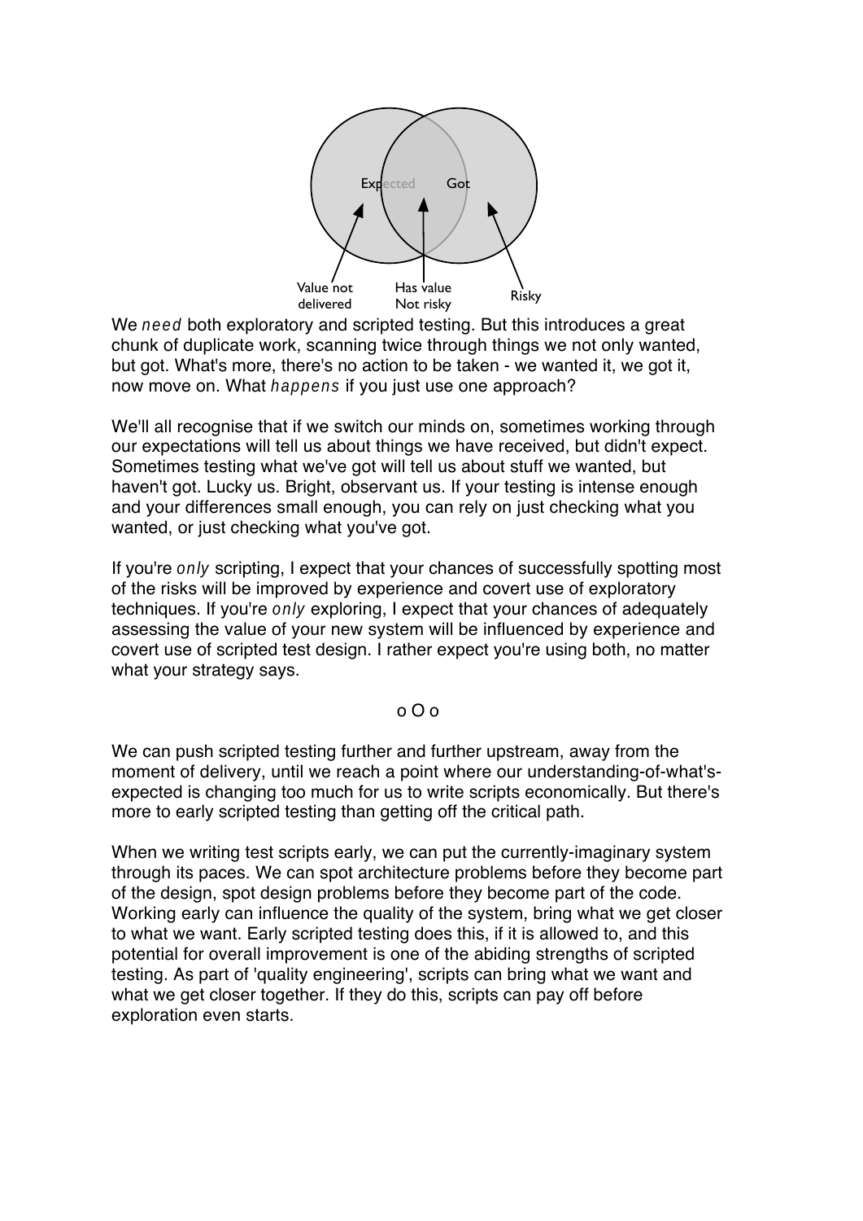Expected Got

Value not delivered — Has value Not risky — Risky

We *need* both exploratory and scripted testing. But this introduces a great chunk of duplicate work, scanning twice through things we not only wanted, but got. What's more, there's no action to be taken - we wanted it, we got it, now move on. What *happens* if you just use one approach?

We'll all recognise that if we switch our minds on, sometimes working through our expectations will tell us about things we have received, but didn't expect. Sometimes testing what we've got will tell us about stuff we wanted, but haven't got. Lucky us. Bright, observant us. If your testing is intense enough and your differences small enough, you can rely on just checking what you wanted, or just checking what you've got.

If you're *only* scripting, I expect that your chances of successfully spotting most of the risks will be improved by experience and covert use of exploratory techniques. If you're *only* exploring, I expect that your chances of adequately assessing the value of your new system will be influenced by experience and covert use of scripted test design. I rather expect you're using both, no matter what your strategy says.

o O o

We can push scripted testing further and further upstream, away from the moment of delivery, until we reach a point where our understanding-of-what's-expected is changing too much for us to write scripts economically. But there's more to early scripted testing than getting off the critical path.

When we writing test scripts early, we can put the currently-imaginary system through its paces. We can spot architecture problems before they become part of the design, spot design problems before they become part of the code. Working early can influence the quality of the system, bring what we get closer to what we want. Early scripted testing does this, if it is allowed to, and this potential for overall improvement is one of the abiding strengths of scripted testing. As part of 'quality engineering', scripts can bring what we want and what we get closer together. If they do this, scripts can pay off before exploration even starts.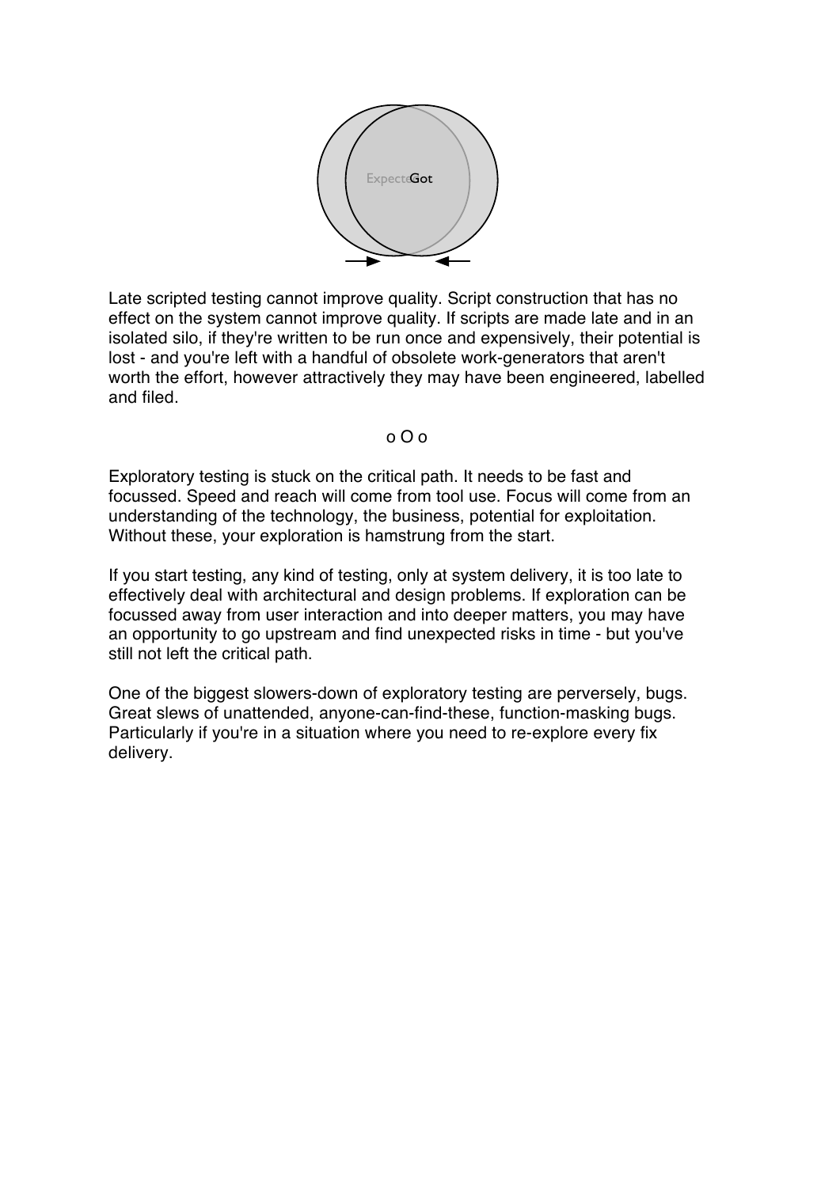Expected Got

Late scripted testing cannot improve quality. Script construction that has no effect on the system cannot improve quality. If scripts are made late and in an isolated silo, if they're written to be run once and expensively, their potential is lost - and you're left with a handful of obsolete work-generators that aren't worth the effort, however attractively they may have been engineered, labelled and filed.

o O o

Exploratory testing is stuck on the critical path. It needs to be fast and focussed. Speed and reach will come from tool use. Focus will come from an understanding of the technology, the business, potential for exploitation. Without these, your exploration is hamstrung from the start.

If you start testing, any kind of testing, only at system delivery, it is too late to effectively deal with architectural and design problems. If exploration can be focussed away from user interaction and into deeper matters, you may have an opportunity to go upstream and find unexpected risks in time - but you've still not left the critical path.

One of the biggest slowers-down of exploratory testing are perversely, bugs. Great slews of unattended, anyone-can-find-these, function-masking bugs. Particularly if you're in a situation where you need to re-explore every fix delivery.